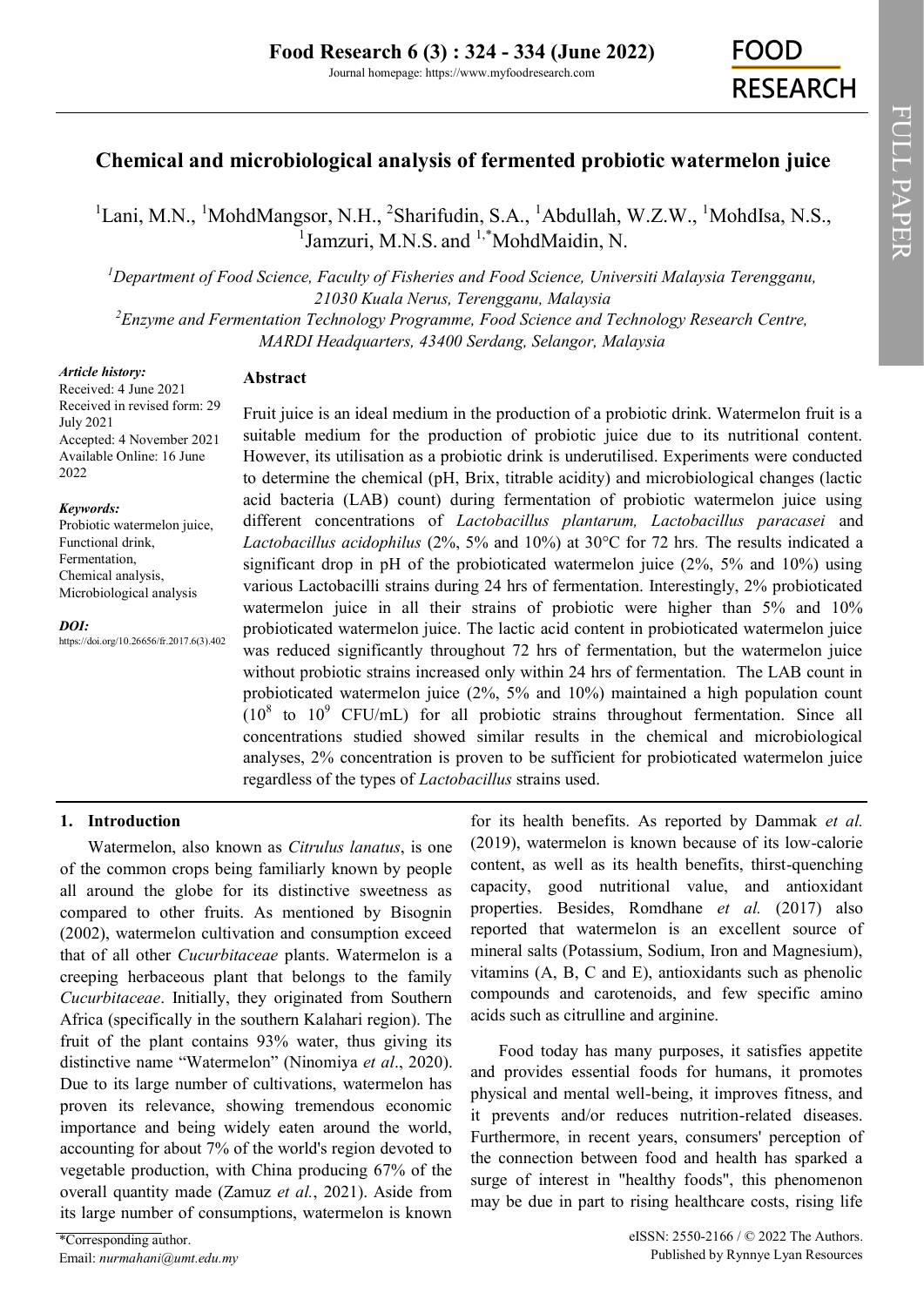# Chemical and microbiological analysis of fermented probiotic watermelon juice

[1]Lani, M.N., [1]MohdMangsor, N.H., [2]Sharifudin, S.A., [1]Abdullah, W.Z.W., [1]MohdIsa, N.S., [1]Jamzuri, M.N.S. and [1,*]MohdMaidin, N.

[1]*Department of Food Science, Faculty of Fisheries and Food Science, Universiti Malaysia Terengganu, 21030 Kuala Nerus, Terengganu, Malaysia*

[2]*Enzyme and Fermentation Technology Programme, Food Science and Technology Research Centre, MARDI Headquarters, 43400 Serdang, Selangor, Malaysia*

***Article history:***
Received: 4 June 2021
Received in revised form: 29 July 2021
Accepted: 4 November 2021
Available Online: 16 June 2022

***Keywords:***
Probiotic watermelon juice,
Functional drink,
Fermentation,
Chemical analysis,
Microbiological analysis

***DOI:***
https://doi.org/10.26656/fr.2017.6(3).402

## Abstract

Fruit juice is an ideal medium in the production of a probiotic drink. Watermelon fruit is a suitable medium for the production of probiotic juice due to its nutritional content. However, its utilisation as a probiotic drink is underutilised. Experiments were conducted to determine the chemical (pH, Brix, titrable acidity) and microbiological changes (lactic acid bacteria (LAB) count) during fermentation of probiotic watermelon juice using different concentrations of *Lactobacillus plantarum, Lactobacillus paracasei* and *Lactobacillus acidophilus* (2%, 5% and 10%) at 30°C for 72 hrs. The results indicated a significant drop in pH of the probioticated watermelon juice (2%, 5% and 10%) using various Lactobacilli strains during 24 hrs of fermentation. Interestingly, 2% probioticated watermelon juice in all their strains of probiotic were higher than 5% and 10% probioticated watermelon juice. The lactic acid content in probioticated watermelon juice was reduced significantly throughout 72 hrs of fermentation, but the watermelon juice without probiotic strains increased only within 24 hrs of fermentation. The LAB count in probioticated watermelon juice (2%, 5% and 10%) maintained a high population count ($10^8$ to $10^9$ CFU/mL) for all probiotic strains throughout fermentation. Since all concentrations studied showed similar results in the chemical and microbiological analyses, 2% concentration is proven to be sufficient for probioticated watermelon juice regardless of the types of *Lactobacillus* strains used.

## 1. Introduction

Watermelon, also known as *Citrulus lanatus*, is one of the common crops being familiarly known by people all around the globe for its distinctive sweetness as compared to other fruits. As mentioned by Bisognin (2002), watermelon cultivation and consumption exceed that of all other *Cucurbitaceae* plants. Watermelon is a creeping herbaceous plant that belongs to the family *Cucurbitaceae*. Initially, they originated from Southern Africa (specifically in the southern Kalahari region). The fruit of the plant contains 93% water, thus giving its distinctive name "Watermelon" (Ninomiya *et al*., 2020). Due to its large number of cultivations, watermelon has proven its relevance, showing tremendous economic importance and being widely eaten around the world, accounting for about 7% of the world's region devoted to vegetable production, with China producing 67% of the overall quantity made (Zamuz *et al.*, 2021). Aside from its large number of consumptions, watermelon is known for its health benefits. As reported by Dammak *et al.* (2019), watermelon is known because of its low-calorie content, as well as its health benefits, thirst-quenching capacity, good nutritional value, and antioxidant properties. Besides, Romdhane *et al.* (2017) also reported that watermelon is an excellent source of mineral salts (Potassium, Sodium, Iron and Magnesium), vitamins (A, B, C and E), antioxidants such as phenolic compounds and carotenoids, and few specific amino acids such as citrulline and arginine.

Food today has many purposes, it satisfies appetite and provides essential foods for humans, it promotes physical and mental well-being, it improves fitness, and it prevents and/or reduces nutrition-related diseases. Furthermore, in recent years, consumers' perception of the connection between food and health has sparked a surge of interest in "healthy foods", this phenomenon may be due in part to rising healthcare costs, rising life

*Corresponding author.
Email: *nurmahani@umt.edu.my*

eISSN: 2550-2166 / © 2022 The Authors.
Published by Rynnye Lyan Resources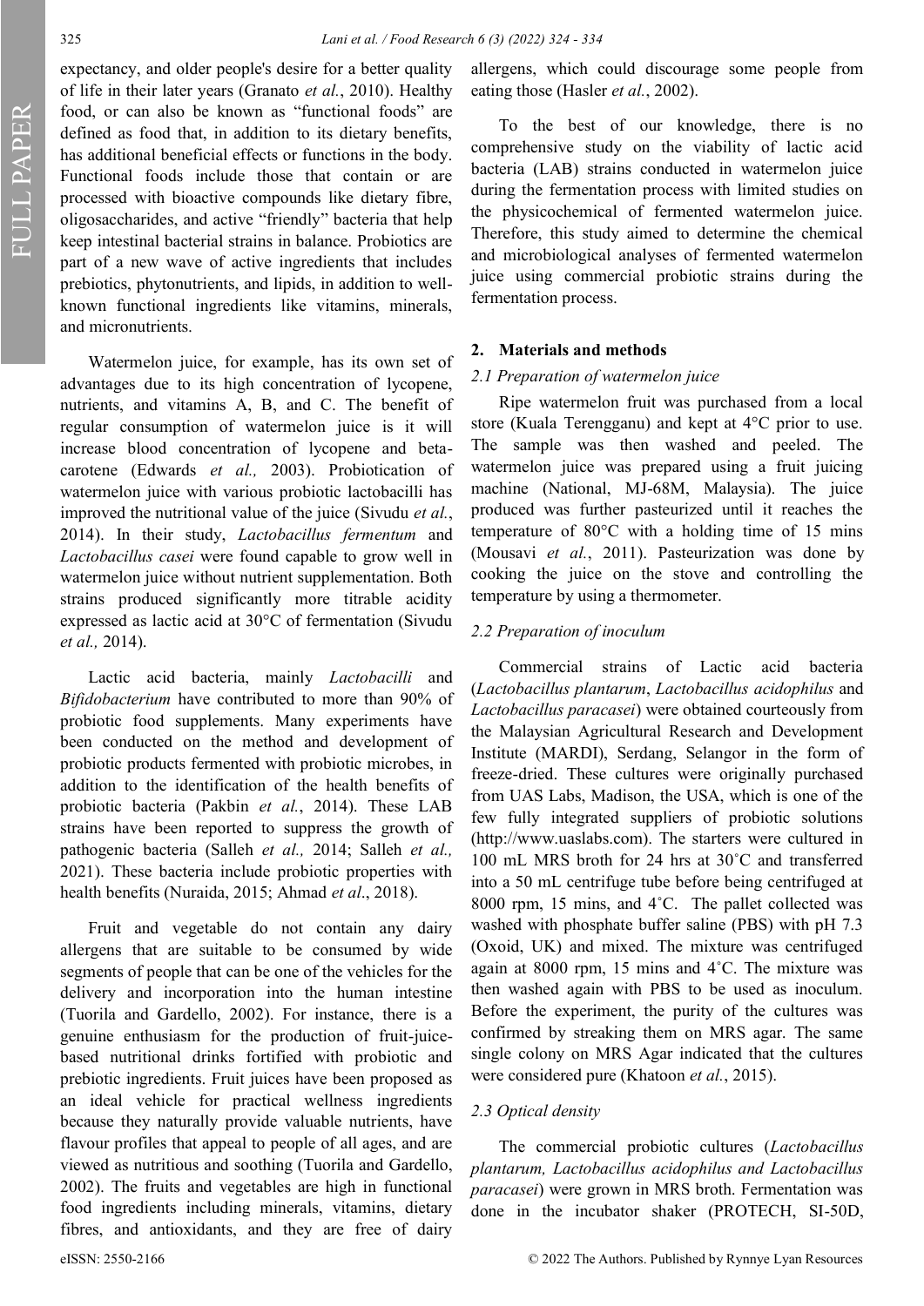expectancy, and older people's desire for a better quality of life in their later years (Granato *et al.*, 2010). Healthy food, or can also be known as "functional foods" are defined as food that, in addition to its dietary benefits, has additional beneficial effects or functions in the body. Functional foods include those that contain or are processed with bioactive compounds like dietary fibre, oligosaccharides, and active "friendly" bacteria that help keep intestinal bacterial strains in balance. Probiotics are part of a new wave of active ingredients that includes prebiotics, phytonutrients, and lipids, in addition to well-known functional ingredients like vitamins, minerals, and micronutrients.

Watermelon juice, for example, has its own set of advantages due to its high concentration of lycopene, nutrients, and vitamins A, B, and C. The benefit of regular consumption of watermelon juice is it will increase blood concentration of lycopene and beta-carotene (Edwards *et al.,* 2003). Probiotication of watermelon juice with various probiotic lactobacilli has improved the nutritional value of the juice (Sivudu *et al.*, 2014). In their study, *Lactobacillus fermentum* and *Lactobacillus casei* were found capable to grow well in watermelon juice without nutrient supplementation. Both strains produced significantly more titrable acidity expressed as lactic acid at 30°C of fermentation (Sivudu *et al.,* 2014).

Lactic acid bacteria, mainly *Lactobacilli* and *Bifidobacterium* have contributed to more than 90% of probiotic food supplements. Many experiments have been conducted on the method and development of probiotic products fermented with probiotic microbes, in addition to the identification of the health benefits of probiotic bacteria (Pakbin *et al.*, 2014). These LAB strains have been reported to suppress the growth of pathogenic bacteria (Salleh *et al.,* 2014; Salleh *et al.,* 2021). These bacteria include probiotic properties with health benefits (Nuraida, 2015; Ahmad *et al*., 2018).

Fruit and vegetable do not contain any dairy allergens that are suitable to be consumed by wide segments of people that can be one of the vehicles for the delivery and incorporation into the human intestine (Tuorila and Gardello, 2002). For instance, there is a genuine enthusiasm for the production of fruit-juice-based nutritional drinks fortified with probiotic and prebiotic ingredients. Fruit juices have been proposed as an ideal vehicle for practical wellness ingredients because they naturally provide valuable nutrients, have flavour profiles that appeal to people of all ages, and are viewed as nutritious and soothing (Tuorila and Gardello, 2002). The fruits and vegetables are high in functional food ingredients including minerals, vitamins, dietary fibres, and antioxidants, and they are free of dairy allergens, which could discourage some people from eating those (Hasler *et al.*, 2002).

To the best of our knowledge, there is no comprehensive study on the viability of lactic acid bacteria (LAB) strains conducted in watermelon juice during the fermentation process with limited studies on the physicochemical of fermented watermelon juice. Therefore, this study aimed to determine the chemical and microbiological analyses of fermented watermelon juice using commercial probiotic strains during the fermentation process.

## 2. Materials and methods

### 2.1 Preparation of watermelon juice

Ripe watermelon fruit was purchased from a local store (Kuala Terengganu) and kept at 4°C prior to use. The sample was then washed and peeled. The watermelon juice was prepared using a fruit juicing machine (National, MJ-68M, Malaysia). The juice produced was further pasteurized until it reaches the temperature of 80°C with a holding time of 15 mins (Mousavi *et al.*, 2011). Pasteurization was done by cooking the juice on the stove and controlling the temperature by using a thermometer.

### 2.2 Preparation of inoculum

Commercial strains of Lactic acid bacteria (*Lactobacillus plantarum*, *Lactobacillus acidophilus* and *Lactobacillus paracasei*) were obtained courteously from the Malaysian Agricultural Research and Development Institute (MARDI), Serdang, Selangor in the form of freeze-dried. These cultures were originally purchased from UAS Labs, Madison, the USA, which is one of the few fully integrated suppliers of probiotic solutions (http://www.uaslabs.com). The starters were cultured in 100 mL MRS broth for 24 hrs at 30˚C and transferred into a 50 mL centrifuge tube before being centrifuged at 8000 rpm, 15 mins, and 4˚C. The pallet collected was washed with phosphate buffer saline (PBS) with pH 7.3 (Oxoid, UK) and mixed. The mixture was centrifuged again at 8000 rpm, 15 mins and 4˚C. The mixture was then washed again with PBS to be used as inoculum. Before the experiment, the purity of the cultures was confirmed by streaking them on MRS agar. The same single colony on MRS Agar indicated that the cultures were considered pure (Khatoon *et al.*, 2015).

### 2.3 Optical density

The commercial probiotic cultures (*Lactobacillus plantarum, Lactobacillus acidophilus and Lactobacillus paracasei*) were grown in MRS broth. Fermentation was done in the incubator shaker (PROTECH, SI-50D,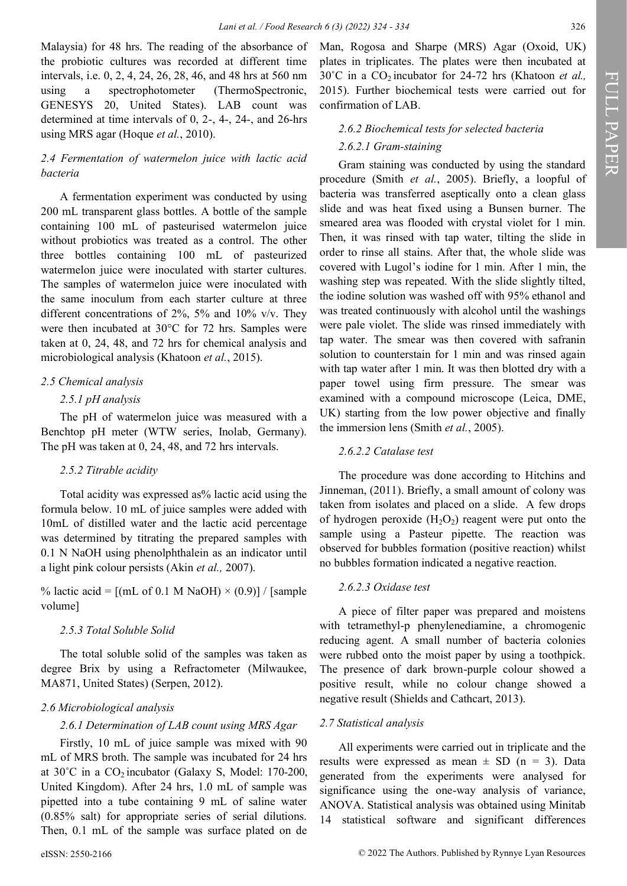Malaysia) for 48 hrs. The reading of the absorbance of the probiotic cultures was recorded at different time intervals, i.e. 0, 2, 4, 24, 26, 28, 46, and 48 hrs at 560 nm using a spectrophotometer (ThermoSpectronic, GENESYS 20, United States). LAB count was determined at time intervals of 0, 2-, 4-, 24-, and 26-hrs using MRS agar (Hoque *et al.*, 2010).

### *2.4 Fermentation of watermelon juice with lactic acid bacteria*

A fermentation experiment was conducted by using 200 mL transparent glass bottles. A bottle of the sample containing 100 mL of pasteurised watermelon juice without probiotics was treated as a control. The other three bottles containing 100 mL of pasteurized watermelon juice were inoculated with starter cultures. The samples of watermelon juice were inoculated with the same inoculum from each starter culture at three different concentrations of 2%, 5% and 10% v/v. They were then incubated at 30°C for 72 hrs. Samples were taken at 0, 24, 48, and 72 hrs for chemical analysis and microbiological analysis (Khatoon *et al.*, 2015).

### *2.5 Chemical analysis*

#### *2.5.1 pH analysis*

The pH of watermelon juice was measured with a Benchtop pH meter (WTW series, Inolab, Germany). The pH was taken at 0, 24, 48, and 72 hrs intervals.

#### *2.5.2 Titrable acidity*

Total acidity was expressed as% lactic acid using the formula below. 10 mL of juice samples were added with 10mL of distilled water and the lactic acid percentage was determined by titrating the prepared samples with 0.1 N NaOH using phenolphthalein as an indicator until a light pink colour persists (Akin *et al.,* 2007).

% lactic acid = [(mL of 0.1 M NaOH) × (0.9)] / [sample volume]

#### *2.5.3 Total Soluble Solid*

The total soluble solid of the samples was taken as degree Brix by using a Refractometer (Milwaukee, MA871, United States) (Serpen, 2012).

### *2.6 Microbiological analysis*

#### *2.6.1 Determination of LAB count using MRS Agar*

Firstly, 10 mL of juice sample was mixed with 90 mL of MRS broth. The sample was incubated for 24 hrs at 30˚C in a $CO_2$ incubator (Galaxy S, Model: 170-200, United Kingdom). After 24 hrs, 1.0 mL of sample was pipetted into a tube containing 9 mL of saline water (0.85% salt) for appropriate series of serial dilutions. Then, 0.1 mL of the sample was surface plated on de Man, Rogosa and Sharpe (MRS) Agar (Oxoid, UK) plates in triplicates. The plates were then incubated at 30˚C in a $CO_2$ incubator for 24-72 hrs (Khatoon *et al.,* 2015). Further biochemical tests were carried out for confirmation of LAB.

#### *2.6.2 Biochemical tests for selected bacteria*

##### *2.6.2.1 Gram-staining*

Gram staining was conducted by using the standard procedure (Smith *et al.*, 2005). Briefly, a loopful of bacteria was transferred aseptically onto a clean glass slide and was heat fixed using a Bunsen burner. The smeared area was flooded with crystal violet for 1 min. Then, it was rinsed with tap water, tilting the slide in order to rinse all stains. After that, the whole slide was covered with Lugol's iodine for 1 min. After 1 min, the washing step was repeated. With the slide slightly tilted, the iodine solution was washed off with 95% ethanol and was treated continuously with alcohol until the washings were pale violet. The slide was rinsed immediately with tap water. The smear was then covered with safranin solution to counterstain for 1 min and was rinsed again with tap water after 1 min. It was then blotted dry with a paper towel using firm pressure. The smear was examined with a compound microscope (Leica, DME, UK) starting from the low power objective and finally the immersion lens (Smith *et al.*, 2005).

##### *2.6.2.2 Catalase test*

The procedure was done according to Hitchins and Jinneman, (2011). Briefly, a small amount of colony was taken from isolates and placed on a slide. A few drops of hydrogen peroxide ($H_2O_2$) reagent were put onto the sample using a Pasteur pipette. The reaction was observed for bubbles formation (positive reaction) whilst no bubbles formation indicated a negative reaction.

##### *2.6.2.3 Oxidase test*

A piece of filter paper was prepared and moistens with tetramethyl-p phenylenediamine, a chromogenic reducing agent. A small number of bacteria colonies were rubbed onto the moist paper by using a toothpick. The presence of dark brown-purple colour showed a positive result, while no colour change showed a negative result (Shields and Cathcart, 2013).

### *2.7 Statistical analysis*

All experiments were carried out in triplicate and the results were expressed as mean ± SD (n = 3). Data generated from the experiments were analysed for significance using the one-way analysis of variance, ANOVA. Statistical analysis was obtained using Minitab 14 statistical software and significant differences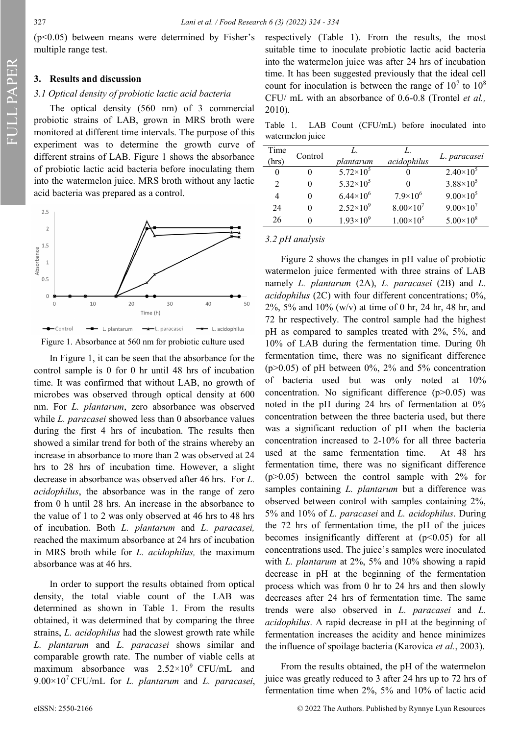(p<0.05) between means were determined by Fisher's multiple range test.

## 3. Results and discussion

### 3.1 Optical density of probiotic lactic acid bacteria

The optical density (560 nm) of 3 commercial probiotic strains of LAB, grown in MRS broth were monitored at different time intervals. The purpose of this experiment was to determine the growth curve of different strains of LAB. Figure 1 shows the absorbance of probiotic lactic acid bacteria before inoculating them into the watermelon juice. MRS broth without any lactic acid bacteria was prepared as a control.

Figure 1. Absorbance at 560 nm for probiotic culture used

In Figure 1, it can be seen that the absorbance for the control sample is 0 for 0 hr until 48 hrs of incubation time. It was confirmed that without LAB, no growth of microbes was observed through optical density at 600 nm. For *L. plantarum*, zero absorbance was observed while *L. paracasei* showed less than 0 absorbance values during the first 4 hrs of incubation. The results then showed a similar trend for both of the strains whereby an increase in absorbance to more than 2 was observed at 24 hrs to 28 hrs of incubation time. However, a slight decrease in absorbance was observed after 46 hrs. For *L. acidophilus*, the absorbance was in the range of zero from 0 h until 28 hrs. An increase in the absorbance to the value of 1 to 2 was only observed at 46 hrs to 48 hrs of incubation. Both *L. plantarum* and *L. paracasei,* reached the maximum absorbance at 24 hrs of incubation in MRS broth while for *L. acidophilus,* the maximum absorbance was at 46 hrs.

In order to support the results obtained from optical density, the total viable count of the LAB was determined as shown in Table 1. From the results obtained, it was determined that by comparing the three strains, *L. acidophilus* had the slowest growth rate while *L. plantarum* and *L. paracasei* shows similar and comparable growth rate. The number of viable cells at maximum absorbance was $2.52\times10^9$ CFU/mL and $9.00\times10^7$ CFU/mL for *L. plantarum* and *L. paracasei*, respectively (Table 1). From the results, the most suitable time to inoculate probiotic lactic acid bacteria into the watermelon juice was after 24 hrs of incubation time. It has been suggested previously that the ideal cell count for inoculation is between the range of $10^7$ to $10^8$ CFU/ mL with an absorbance of 0.6-0.8 (Trontel *et al.,* 2010).

Table 1. LAB Count (CFU/mL) before inoculated into watermelon juice

| Time (hrs) | Control | *L. plantarum* | *L. acidophilus* | *L. paracasei* |
|---|---|---|---|---|
| 0 | 0 | $5.72\times10^5$ | 0 | $2.40\times10^5$ |
| 2 | 0 | $5.32\times10^5$ | 0 | $3.88\times10^5$ |
| 4 | 0 | $6.44\times10^6$ | $7.9\times10^6$ | $9.00\times10^5$ |
| 24 | 0 | $2.52\times10^9$ | $8.00\times10^7$ | $9.00\times10^7$ |
| 26 | 0 | $1.93\times10^9$ | $1.00\times10^5$ | $5.00\times10^8$ |

### 3.2 pH analysis

Figure 2 shows the changes in pH value of probiotic watermelon juice fermented with three strains of LAB namely *L. plantarum* (2A), *L. paracasei* (2B) and *L. acidophilus* (2C) with four different concentrations; 0%, 2%, 5% and 10% (w/v) at time of 0 hr, 24 hr, 48 hr, and 72 hr respectively. The control sample had the highest pH as compared to samples treated with 2%, 5%, and 10% of LAB during the fermentation time. During 0h fermentation time, there was no significant difference (p>0.05) of pH between 0%, 2% and 5% concentration of bacteria used but was only noted at 10% concentration. No significant difference (p>0.05) was noted in the pH during 24 hrs of fermentation at 0% concentration between the three bacteria used, but there was a significant reduction of pH when the bacteria concentration increased to 2-10% for all three bacteria used at the same fermentation time. At 48 hrs fermentation time, there was no significant difference (p>0.05) between the control sample with 2% for samples containing *L. plantarum* but a difference was observed between control with samples containing 2%, 5% and 10% of *L. paracasei* and *L. acidophilus*. During the 72 hrs of fermentation time, the pH of the juices becomes insignificantly different at (p<0.05) for all concentrations used. The juice's samples were inoculated with *L. plantarum* at 2%, 5% and 10% showing a rapid decrease in pH at the beginning of the fermentation process which was from 0 hr to 24 hrs and then slowly decreases after 24 hrs of fermentation time. The same trends were also observed in *L. paracasei* and *L. acidophilus*. A rapid decrease in pH at the beginning of fermentation increases the acidity and hence minimizes the influence of spoilage bacteria (Karovica *et al.*, 2003).

From the results obtained, the pH of the watermelon juice was greatly reduced to 3 after 24 hrs up to 72 hrs of fermentation time when 2%, 5% and 10% of lactic acid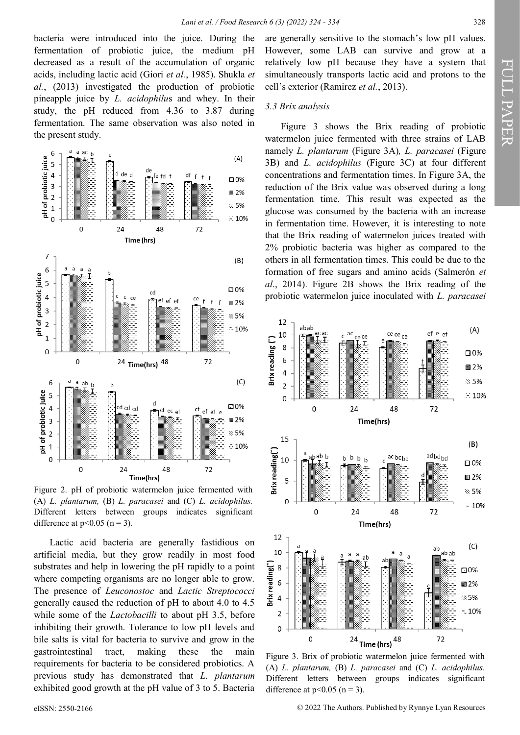bacteria were introduced into the juice. During the fermentation of probiotic juice, the medium pH decreased as a result of the accumulation of organic acids, including lactic acid (Giori *et al.*, 1985). Shukla *et al.*, (2013) investigated the production of probiotic pineapple juice by *L. acidophilus* and whey. In their study, the pH reduced from 4.36 to 3.87 during fermentation. The same observation was also noted in the present study.

Figure 2. pH of probiotic watermelon juice fermented with (A) *L. plantarum,* (B) *L. paracasei* and (C) *L. acidophilus.* Different letters between groups indicates significant difference at $p<0.05$ ($n = 3$).

Lactic acid bacteria are generally fastidious on artificial media, but they grow readily in most food substrates and help in lowering the pH rapidly to a point where competing organisms are no longer able to grow. The presence of *Leuconostoc* and *Lactic Streptococci* generally caused the reduction of pH to about 4.0 to 4.5 while some of the *Lactobacilli* to about pH 3.5, before inhibiting their growth. Tolerance to low pH levels and bile salts is vital for bacteria to survive and grow in the gastrointestinal tract, making these the main requirements for bacteria to be considered probiotics. A previous study has demonstrated that *L. plantarum* exhibited good growth at the pH value of 3 to 5. Bacteria are generally sensitive to the stomach's low pH values. However, some LAB can survive and grow at a relatively low pH because they have a system that simultaneously transports lactic acid and protons to the cell's exterior (Ramirez *et al.*, 2013).

### 3.3 Brix analysis

Figure 3 shows the Brix reading of probiotic watermelon juice fermented with three strains of LAB namely *L. plantarum* (Figure 3A)*, L. paracasei* (Figure 3B) and *L. acidophilus* (Figure 3C) at four different concentrations and fermentation times. In Figure 3A, the reduction of the Brix value was observed during a long fermentation time. This result was expected as the glucose was consumed by the bacteria with an increase in fermentation time. However, it is interesting to note that the Brix reading of watermelon juices treated with 2% probiotic bacteria was higher as compared to the others in all fermentation times. This could be due to the formation of free sugars and amino acids (Salmerón *et al*., 2014). Figure 2B shows the Brix reading of the probiotic watermelon juice inoculated with *L. paracasei*

Figure 3. Brix of probiotic watermelon juice fermented with (A) *L. plantarum,* (B) *L. paracasei* and (C) *L. acidophilus.* Different letters between groups indicates significant difference at $p<0.05$ ($n = 3$).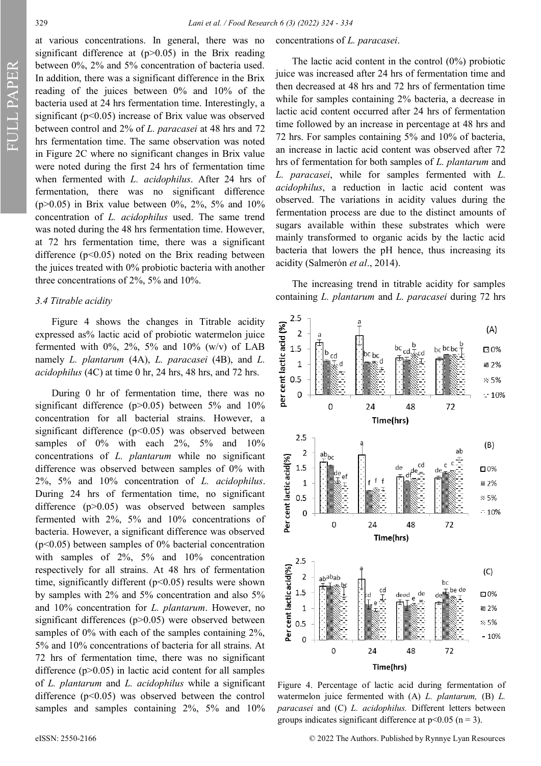at various concentrations. In general, there was no significant difference at ($p>0.05$) in the Brix reading between 0%, 2% and 5% concentration of bacteria used. In addition, there was a significant difference in the Brix reading of the juices between 0% and 10% of the bacteria used at 24 hrs fermentation time. Interestingly, a significant ($p<0.05$) increase of Brix value was observed between control and 2% of *L. paracasei* at 48 hrs and 72 hrs fermentation time. The same observation was noted in Figure 2C where no significant changes in Brix value were noted during the first 24 hrs of fermentation time when fermented with *L. acidophilus*. After 24 hrs of fermentation, there was no significant difference ($p>0.05$) in Brix value between 0%, 2%, 5% and 10% concentration of *L. acidophilus* used. The same trend was noted during the 48 hrs fermentation time. However, at 72 hrs fermentation time, there was a significant difference ($p<0.05$) noted on the Brix reading between the juices treated with 0% probiotic bacteria with another three concentrations of 2%, 5% and 10%.

### 3.4 Titrable acidity

Figure 4 shows the changes in Titrable acidity expressed as% lactic acid of probiotic watermelon juice fermented with 0%, 2%, 5% and 10% (w/v) of LAB namely *L. plantarum* (4A), *L. paracasei* (4B), and *L. acidophilus* (4C) at time 0 hr, 24 hrs, 48 hrs, and 72 hrs.

During 0 hr of fermentation time, there was no significant difference ($p>0.05$) between 5% and 10% concentration for all bacterial strains. However, a significant difference ($p<0.05$) was observed between samples of 0% with each 2%, 5% and 10% concentrations of *L. plantarum* while no significant difference was observed between samples of 0% with 2%, 5% and 10% concentration of *L. acidophilus*. During 24 hrs of fermentation time, no significant difference ($p>0.05$) was observed between samples fermented with 2%, 5% and 10% concentrations of bacteria. However, a significant difference was observed ($p<0.05$) between samples of 0% bacterial concentration with samples of 2%, 5% and 10% concentration respectively for all strains. At 48 hrs of fermentation time, significantly different ($p<0.05$) results were shown by samples with 2% and 5% concentration and also 5% and 10% concentration for *L. plantarum*. However, no significant differences ($p>0.05$) were observed between samples of 0% with each of the samples containing 2%, 5% and 10% concentrations of bacteria for all strains. At 72 hrs of fermentation time, there was no significant difference ($p>0.05$) in lactic acid content for all samples of *L. plantarum* and *L. acidophilus* while a significant difference ($p<0.05$) was observed between the control samples and samples containing 2%, 5% and 10% concentrations of *L. paracasei*.

The lactic acid content in the control (0%) probiotic juice was increased after 24 hrs of fermentation time and then decreased at 48 hrs and 72 hrs of fermentation time while for samples containing 2% bacteria, a decrease in lactic acid content occurred after 24 hrs of fermentation time followed by an increase in percentage at 48 hrs and 72 hrs. For samples containing 5% and 10% of bacteria, an increase in lactic acid content was observed after 72 hrs of fermentation for both samples of *L. plantarum* and *L. paracasei*, while for samples fermented with *L. acidophilus*, a reduction in lactic acid content was observed. The variations in acidity values during the fermentation process are due to the distinct amounts of sugars available within these substrates which were mainly transformed to organic acids by the lactic acid bacteria that lowers the pH hence, thus increasing its acidity (Salmerón *et al*., 2014).

The increasing trend in titrable acidity for samples containing *L. plantarum* and *L. paracasei* during 72 hrs

Figure 4. Percentage of lactic acid during fermentation of watermelon juice fermented with (A) *L. plantarum,* (B) *L. paracasei* and (C) *L. acidophilus.* Different letters between groups indicates significant difference at $p<0.05$ ($n = 3$).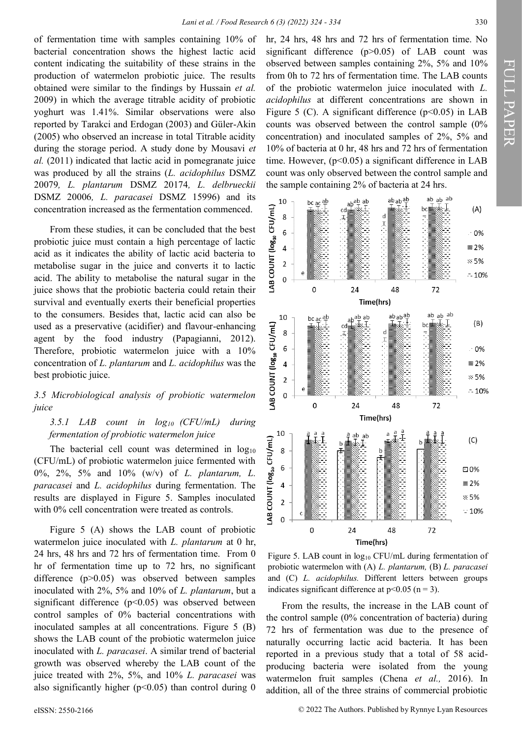of fermentation time with samples containing 10% of bacterial concentration shows the highest lactic acid content indicating the suitability of these strains in the production of watermelon probiotic juice. The results obtained were similar to the findings by Hussain *et al.* 2009) in which the average titrable acidity of probiotic yoghurt was 1.41%. Similar observations were also reported by Tarakci and Erdogan (2003) and Güler-Akin (2005) who observed an increase in total Titrable acidity during the storage period. A study done by Mousavi *et al.* (2011) indicated that lactic acid in pomegranate juice was produced by all the strains (*L. acidophilus* DSMZ 20079*, L. plantarum* DSMZ 20174*, L. delbrueckii* DSMZ 20006*, L. paracasei* DSMZ 15996) and its concentration increased as the fermentation commenced.

From these studies, it can be concluded that the best probiotic juice must contain a high percentage of lactic acid as it indicates the ability of lactic acid bacteria to metabolise sugar in the juice and converts it to lactic acid. The ability to metabolise the natural sugar in the juice shows that the probiotic bacteria could retain their survival and eventually exerts their beneficial properties to the consumers. Besides that, lactic acid can also be used as a preservative (acidifier) and flavour-enhancing agent by the food industry (Papagianni, 2012). Therefore, probiotic watermelon juice with a 10% concentration of *L. plantarum* and *L. acidophilus* was the best probiotic juice.

### *3.5 Microbiological analysis of probiotic watermelon juice*

#### *3.5.1 LAB count in $log_{10}$ (CFU/mL) during fermentation of probiotic watermelon juice*

The bacterial cell count was determined in $log_{10}$ (CFU/mL) of probiotic watermelon juice fermented with 0%, 2%, 5% and 10% (w/v) of *L. plantarum, L. paracasei* and *L. acidophilus* during fermentation. The results are displayed in Figure 5. Samples inoculated with 0% cell concentration were treated as controls.

Figure 5 (A) shows the LAB count of probiotic watermelon juice inoculated with *L. plantarum* at 0 hr, 24 hrs, 48 hrs and 72 hrs of fermentation time. From 0 hr of fermentation time up to 72 hrs, no significant difference ($p>0.05$) was observed between samples inoculated with 2%, 5% and 10% of *L. plantarum*, but a significant difference ($p<0.05$) was observed between control samples of 0% bacterial concentrations with inoculated samples at all concentrations. Figure 5 (B) shows the LAB count of the probiotic watermelon juice inoculated with *L. paracasei*. A similar trend of bacterial growth was observed whereby the LAB count of the juice treated with 2%, 5%, and 10% *L. paracasei* was also significantly higher ($p<0.05$) than control during 0 hr, 24 hrs, 48 hrs and 72 hrs of fermentation time. No significant difference ($p>0.05$) of LAB count was observed between samples containing 2%, 5% and 10% from 0h to 72 hrs of fermentation time. The LAB counts of the probiotic watermelon juice inoculated with *L. acidophilus* at different concentrations are shown in Figure 5 (C). A significant difference ($p<0.05$) in LAB counts was observed between the control sample (0% concentration) and inoculated samples of 2%, 5% and 10% of bacteria at 0 hr, 48 hrs and 72 hrs of fermentation time. However, ($p<0.05$) a significant difference in LAB count was only observed between the control sample and the sample containing 2% of bacteria at 24 hrs.

Figure 5. LAB count in $log_{10}$ CFU/mL during fermentation of probiotic watermelon with (A) *L. plantarum,* (B) *L. paracasei* and (C) *L. acidophilus.* Different letters between groups indicates significant difference at $p<0.05$ (n = 3).

From the results, the increase in the LAB count of the control sample (0% concentration of bacteria) during 72 hrs of fermentation was due to the presence of naturally occurring lactic acid bacteria. It has been reported in a previous study that a total of 58 acid-producing bacteria were isolated from the young watermelon fruit samples (Chena *et al.,* 2016). In addition, all of the three strains of commercial probiotic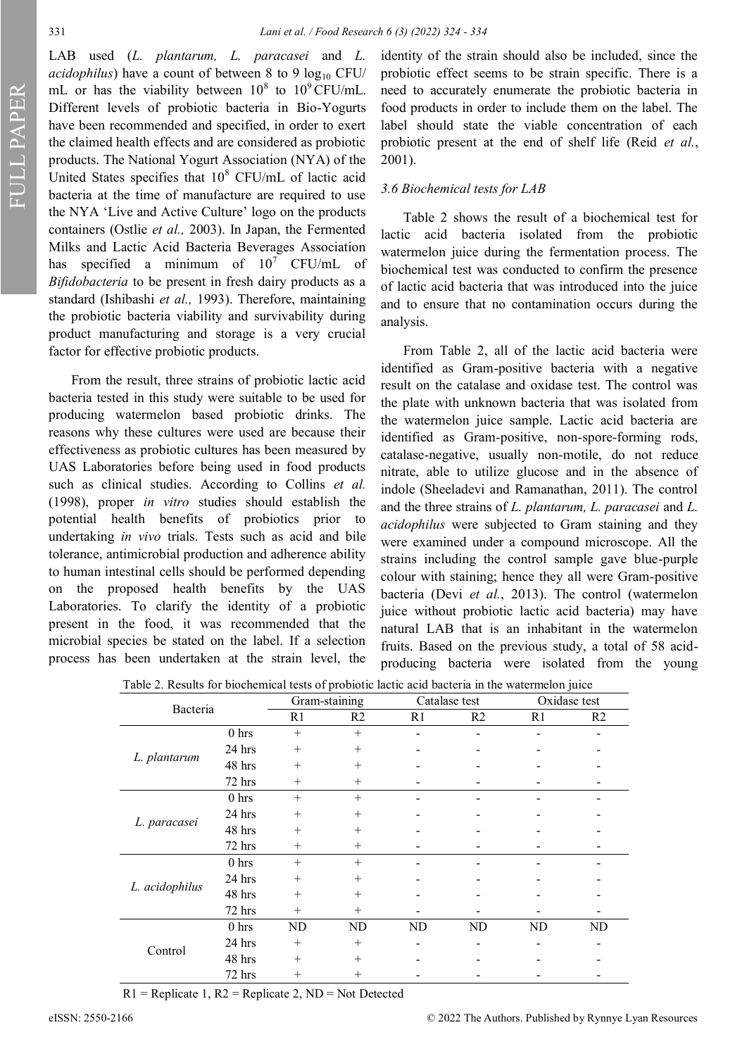LAB used (*L. plantarum, L. paracasei* and *L. acidophilus*) have a count of between 8 to 9 $\log_{10}$ CFU/mL or has the viability between $10^8$ to $10^9$ CFU/mL. Different levels of probiotic bacteria in Bio-Yogurts have been recommended and specified, in order to exert the claimed health effects and are considered as probiotic products. The National Yogurt Association (NYA) of the United States specifies that $10^8$ CFU/mL of lactic acid bacteria at the time of manufacture are required to use the NYA 'Live and Active Culture' logo on the products containers (Ostlie *et al.,* 2003). In Japan, the Fermented Milks and Lactic Acid Bacteria Beverages Association has specified a minimum of $10^7$ CFU/mL of *Bifidobacteria* to be present in fresh dairy products as a standard (Ishibashi *et al.,* 1993). Therefore, maintaining the probiotic bacteria viability and survivability during product manufacturing and storage is a very crucial factor for effective probiotic products.

From the result, three strains of probiotic lactic acid bacteria tested in this study were suitable to be used for producing watermelon based probiotic drinks. The reasons why these cultures were used are because their effectiveness as probiotic cultures has been measured by UAS Laboratories before being used in food products such as clinical studies. According to Collins *et al.* (1998), proper *in vitro* studies should establish the potential health benefits of probiotics prior to undertaking *in vivo* trials. Tests such as acid and bile tolerance, antimicrobial production and adherence ability to human intestinal cells should be performed depending on the proposed health benefits by the UAS Laboratories. To clarify the identity of a probiotic present in the food, it was recommended that the microbial species be stated on the label. If a selection process has been undertaken at the strain level, the identity of the strain should also be included, since the probiotic effect seems to be strain specific. There is a need to accurately enumerate the probiotic bacteria in food products in order to include them on the label. The label should state the viable concentration of each probiotic present at the end of shelf life (Reid *et al.*, 2001).

### 3.6 Biochemical tests for LAB

Table 2 shows the result of a biochemical test for lactic acid bacteria isolated from the probiotic watermelon juice during the fermentation process. The biochemical test was conducted to confirm the presence of lactic acid bacteria that was introduced into the juice and to ensure that no contamination occurs during the analysis.

From Table 2, all of the lactic acid bacteria were identified as Gram-positive bacteria with a negative result on the catalase and oxidase test. The control was the plate with unknown bacteria that was isolated from the watermelon juice sample. Lactic acid bacteria are identified as Gram-positive, non-spore-forming rods, catalase-negative, usually non-motile, do not reduce nitrate, able to utilize glucose and in the absence of indole (Sheeladevi and Ramanathan, 2011). The control and the three strains of *L. plantarum, L. paracasei* and *L. acidophilus* were subjected to Gram staining and they were examined under a compound microscope. All the strains including the control sample gave blue-purple colour with staining; hence they all were Gram-positive bacteria (Devi *et al.*, 2013). The control (watermelon juice without probiotic lactic acid bacteria) may have natural LAB that is an inhabitant in the watermelon fruits. Based on the previous study, a total of 58 acid-producing bacteria were isolated from the young

Table 2. Results for biochemical tests of probiotic lactic acid bacteria in the watermelon juice

| Bacteria | | Gram-staining | | Catalase test | | Oxidase test | |
|---|---|---|---|---|---|---|---|
| | | R1 | R2 | R1 | R2 | R1 | R2 |
| *L. plantarum* | 0 hrs | + | + | - | - | - | - |
| | 24 hrs | + | + | - | - | - | - |
| | 48 hrs | + | + | - | - | - | - |
| | 72 hrs | + | + | - | - | - | - |
| *L. paracasei* | 0 hrs | + | + | - | - | - | - |
| | 24 hrs | + | + | - | - | - | - |
| | 48 hrs | + | + | - | - | - | - |
| | 72 hrs | + | + | - | - | - | - |
| *L. acidophilus* | 0 hrs | + | + | - | - | - | - |
| | 24 hrs | + | + | - | - | - | - |
| | 48 hrs | + | + | - | - | - | - |
| | 72 hrs | + | + | - | - | - | - |
| Control | 0 hrs | ND | ND | ND | ND | ND | ND |
| | 24 hrs | + | + | - | - | - | - |
| | 48 hrs | + | + | - | - | - | - |
| | 72 hrs | + | + | - | - | - | - |

R1 = Replicate 1, R2 = Replicate 2, ND = Not Detected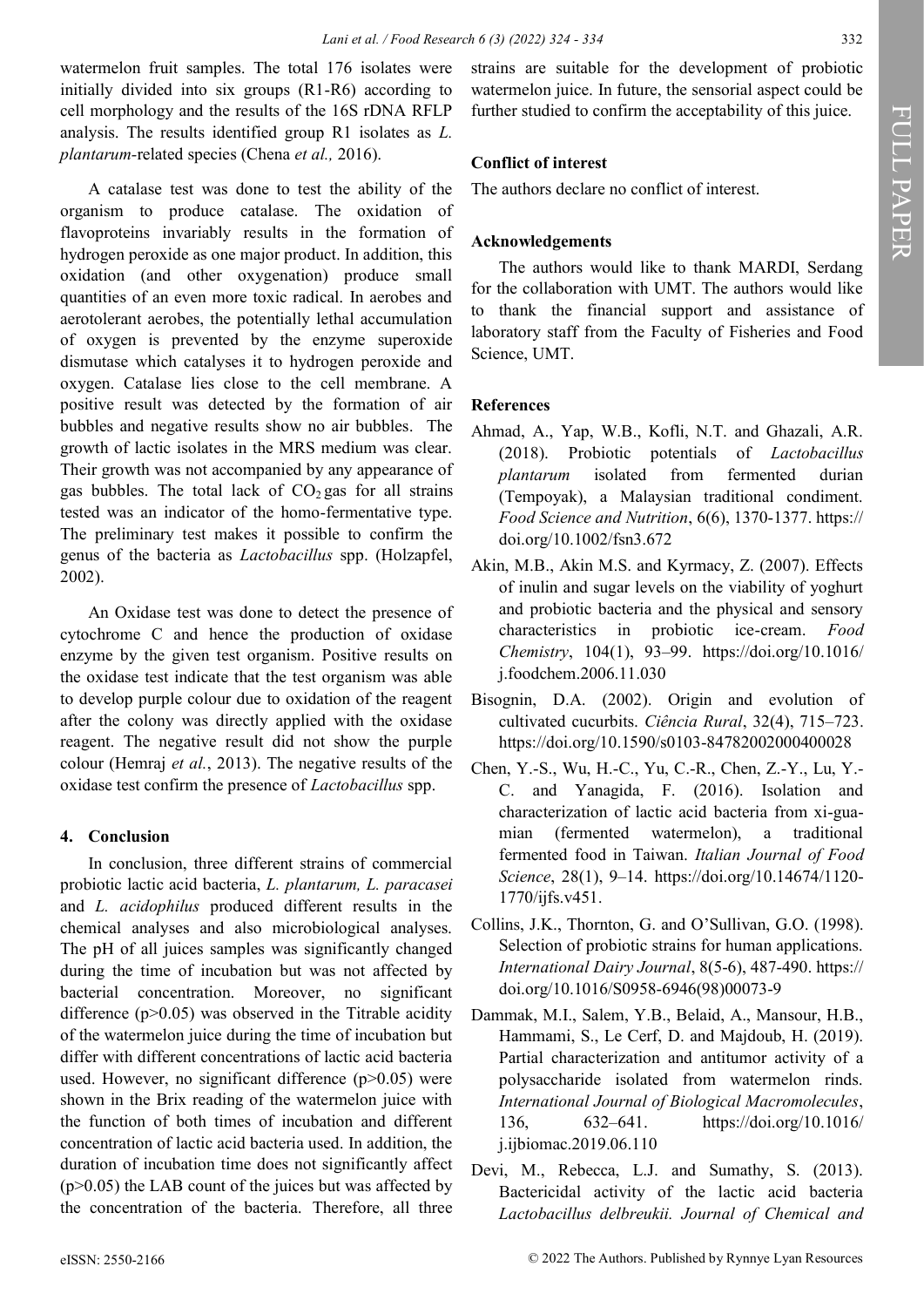watermelon fruit samples. The total 176 isolates were initially divided into six groups (R1-R6) according to cell morphology and the results of the 16S rDNA RFLP analysis. The results identified group R1 isolates as *L. plantarum*-related species (Chena *et al.,* 2016).

A catalase test was done to test the ability of the organism to produce catalase. The oxidation of flavoproteins invariably results in the formation of hydrogen peroxide as one major product. In addition, this oxidation (and other oxygenation) produce small quantities of an even more toxic radical. In aerobes and aerotolerant aerobes, the potentially lethal accumulation of oxygen is prevented by the enzyme superoxide dismutase which catalyses it to hydrogen peroxide and oxygen. Catalase lies close to the cell membrane. A positive result was detected by the formation of air bubbles and negative results show no air bubbles. The growth of lactic isolates in the MRS medium was clear. Their growth was not accompanied by any appearance of gas bubbles. The total lack of $CO_2$ gas for all strains tested was an indicator of the homo-fermentative type. The preliminary test makes it possible to confirm the genus of the bacteria as *Lactobacillus* spp. (Holzapfel, 2002).

An Oxidase test was done to detect the presence of cytochrome C and hence the production of oxidase enzyme by the given test organism. Positive results on the oxidase test indicate that the test organism was able to develop purple colour due to oxidation of the reagent after the colony was directly applied with the oxidase reagent. The negative result did not show the purple colour (Hemraj *et al.*, 2013). The negative results of the oxidase test confirm the presence of *Lactobacillus* spp.

## 4. Conclusion

In conclusion, three different strains of commercial probiotic lactic acid bacteria, *L. plantarum, L. paracasei* and *L. acidophilus* produced different results in the chemical analyses and also microbiological analyses. The pH of all juices samples was significantly changed during the time of incubation but was not affected by bacterial concentration. Moreover, no significant difference ($p>0.05$) was observed in the Titrable acidity of the watermelon juice during the time of incubation but differ with different concentrations of lactic acid bacteria used. However, no significant difference ($p>0.05$) were shown in the Brix reading of the watermelon juice with the function of both times of incubation and different concentration of lactic acid bacteria used. In addition, the duration of incubation time does not significantly affect ($p>0.05$) the LAB count of the juices but was affected by the concentration of the bacteria. Therefore, all three strains are suitable for the development of probiotic watermelon juice. In future, the sensorial aspect could be further studied to confirm the acceptability of this juice.

### Conflict of interest

The authors declare no conflict of interest.

### Acknowledgements

The authors would like to thank MARDI, Serdang for the collaboration with UMT. The authors would like to thank the financial support and assistance of laboratory staff from the Faculty of Fisheries and Food Science, UMT.

### References

Ahmad, A., Yap, W.B., Kofli, N.T. and Ghazali, A.R. (2018). Probiotic potentials of *Lactobacillus plantarum* isolated from fermented durian (Tempoyak), a Malaysian traditional condiment. *Food Science and Nutrition*, 6(6), 1370-1377. https://doi.org/10.1002/fsn3.672

Akin, M.B., Akin M.S. and Kyrmacy, Z. (2007). Effects of inulin and sugar levels on the viability of yoghurt and probiotic bacteria and the physical and sensory characteristics in probiotic ice-cream. *Food Chemistry*, 104(1), 93–99. https://doi.org/10.1016/j.foodchem.2006.11.030

Bisognin, D.A. (2002). Origin and evolution of cultivated cucurbits. *Ciência Rural*, 32(4), 715–723. https://doi.org/10.1590/s0103-84782002000400028

Chen, Y.-S., Wu, H.-C., Yu, C.-R., Chen, Z.-Y., Lu, Y.-C. and Yanagida, F. (2016). Isolation and characterization of lactic acid bacteria from xi-gua-mian (fermented watermelon), a traditional fermented food in Taiwan. *Italian Journal of Food Science*, 28(1), 9–14. https://doi.org/10.14674/1120-1770/ijfs.v451.

Collins, J.K., Thornton, G. and O'Sullivan, G.O. (1998). Selection of probiotic strains for human applications. *International Dairy Journal*, 8(5-6), 487-490. https://doi.org/10.1016/S0958-6946(98)00073-9

Dammak, M.I., Salem, Y.B., Belaid, A., Mansour, H.B., Hammami, S., Le Cerf, D. and Majdoub, H. (2019). Partial characterization and antitumor activity of a polysaccharide isolated from watermelon rinds. *International Journal of Biological Macromolecules*, 136, 632–641. https://doi.org/10.1016/j.ijbiomac.2019.06.110

Devi, M., Rebecca, L.J. and Sumathy, S. (2013). Bactericidal activity of the lactic acid bacteria *Lactobacillus delbreukii. Journal of Chemical and*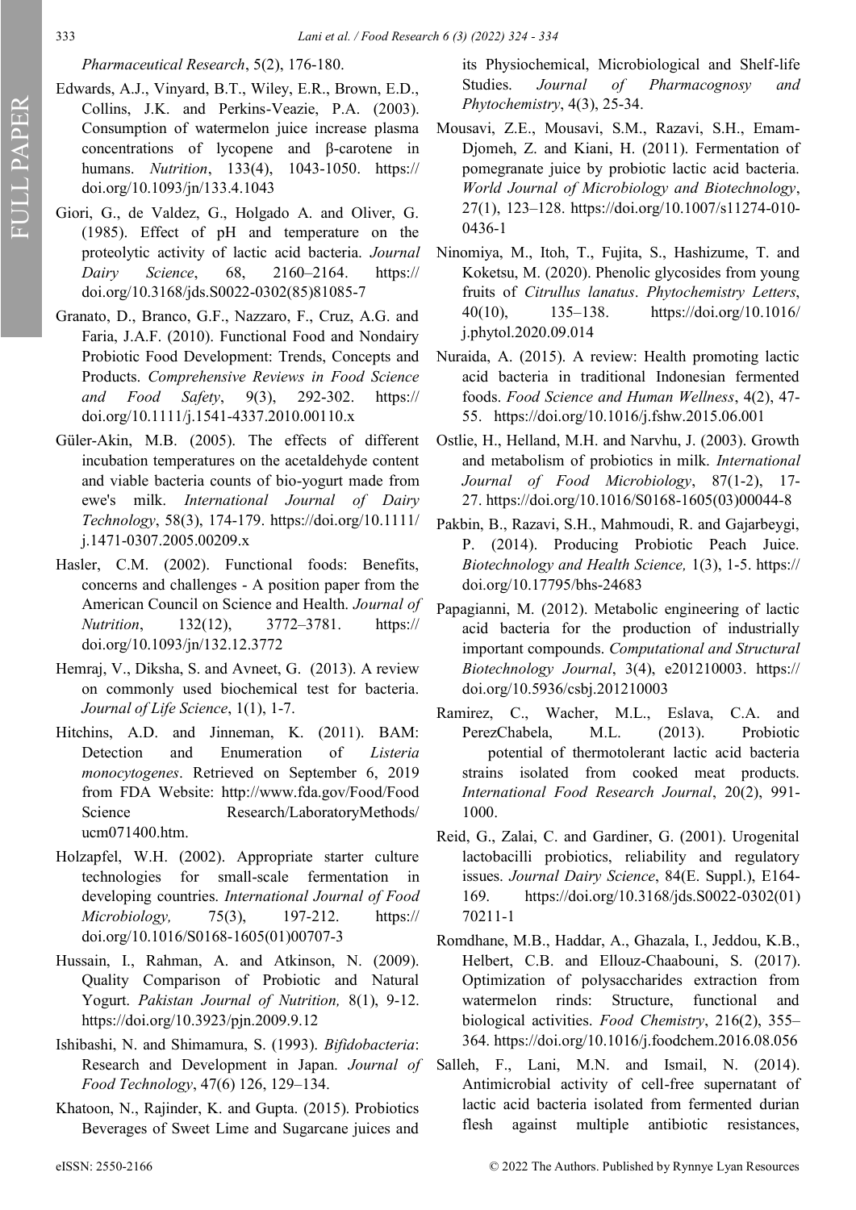*Pharmaceutical Research*, 5(2), 176-180.

Edwards, A.J., Vinyard, B.T., Wiley, E.R., Brown, E.D., Collins, J.K. and Perkins-Veazie, P.A. (2003). Consumption of watermelon juice increase plasma concentrations of lycopene and β-carotene in humans. *Nutrition*, 133(4), 1043-1050. https://doi.org/10.1093/jn/133.4.1043

Giori, G., de Valdez, G., Holgado A. and Oliver, G. (1985). Effect of pH and temperature on the proteolytic activity of lactic acid bacteria. *Journal Dairy Science*, 68, 2160–2164. https://doi.org/10.3168/jds.S0022-0302(85)81085-7

Granato, D., Branco, G.F., Nazzaro, F., Cruz, A.G. and Faria, J.A.F. (2010). Functional Food and Nondairy Probiotic Food Development: Trends, Concepts and Products. *Comprehensive Reviews in Food Science and Food Safety*, 9(3), 292-302. https://doi.org/10.1111/j.1541-4337.2010.00110.x

Güler-Akin, M.B. (2005). The effects of different incubation temperatures on the acetaldehyde content and viable bacteria counts of bio-yogurt made from ewe's milk. *International Journal of Dairy Technology*, 58(3), 174-179. https://doi.org/10.1111/j.1471-0307.2005.00209.x

Hasler, C.M. (2002). Functional foods: Benefits, concerns and challenges - A position paper from the American Council on Science and Health. *Journal of Nutrition*, 132(12), 3772–3781. https://doi.org/10.1093/jn/132.12.3772

Hemraj, V., Diksha, S. and Avneet, G. (2013). A review on commonly used biochemical test for bacteria. *Journal of Life Science*, 1(1), 1-7.

Hitchins, A.D. and Jinneman, K. (2011). BAM: Detection and Enumeration of *Listeria monocytogenes*. Retrieved on September 6, 2019 from FDA Website: http://www.fda.gov/Food/Food Science Research/LaboratoryMethods/ucm071400.htm.

Holzapfel, W.H. (2002). Appropriate starter culture technologies for small-scale fermentation in developing countries. *International Journal of Food Microbiology,* 75(3), 197-212. https://doi.org/10.1016/S0168-1605(01)00707-3

Hussain, I., Rahman, A. and Atkinson, N. (2009). Quality Comparison of Probiotic and Natural Yogurt. *Pakistan Journal of Nutrition,* 8(1), 9-12. https://doi.org/10.3923/pjn.2009.9.12

Ishibashi, N. and Shimamura, S. (1993). *Bifidobacteria*: Research and Development in Japan. *Journal of Food Technology*, 47(6) 126, 129–134.

Khatoon, N., Rajinder, K. and Gupta. (2015). Probiotics Beverages of Sweet Lime and Sugarcane juices and its Physiochemical, Microbiological and Shelf-life Studies. *Journal of Pharmacognosy and Phytochemistry*, 4(3), 25-34.

Mousavi, Z.E., Mousavi, S.M., Razavi, S.H., Emam-Djomeh, Z. and Kiani, H. (2011). Fermentation of pomegranate juice by probiotic lactic acid bacteria. *World Journal of Microbiology and Biotechnology*, 27(1), 123–128. https://doi.org/10.1007/s11274-010-0436-1

Ninomiya, M., Itoh, T., Fujita, S., Hashizume, T. and Koketsu, M. (2020). Phenolic glycosides from young fruits of *Citrullus lanatus*. *Phytochemistry Letters*, 40(10), 135–138. https://doi.org/10.1016/j.phytol.2020.09.014

Nuraida, A. (2015). A review: Health promoting lactic acid bacteria in traditional Indonesian fermented foods. *Food Science and Human Wellness*, 4(2), 47-55. https://doi.org/10.1016/j.fshw.2015.06.001

Ostlie, H., Helland, M.H. and Narvhu, J. (2003). Growth and metabolism of probiotics in milk. *International Journal of Food Microbiology*, 87(1-2), 17-27. https://doi.org/10.1016/S0168-1605(03)00044-8

Pakbin, B., Razavi, S.H., Mahmoudi, R. and Gajarbeygi, P. (2014). Producing Probiotic Peach Juice. *Biotechnology and Health Science,* 1(3), 1-5. https://doi.org/10.17795/bhs-24683

Papagianni, M. (2012). Metabolic engineering of lactic acid bacteria for the production of industrially important compounds. *Computational and Structural Biotechnology Journal*, 3(4), e201210003. https://doi.org/10.5936/csbj.201210003

Ramirez, C., Wacher, M.L., Eslava, C.A. and PerezChabela, M.L. (2013). Probiotic potential of thermotolerant lactic acid bacteria strains isolated from cooked meat products. *International Food Research Journal*, 20(2), 991-1000.

Reid, G., Zalai, C. and Gardiner, G. (2001). Urogenital lactobacilli probiotics, reliability and regulatory issues. *Journal Dairy Science*, 84(E. Suppl.), E164-169. https://doi.org/10.3168/jds.S0022-0302(01)70211-1

Romdhane, M.B., Haddar, A., Ghazala, I., Jeddou, K.B., Helbert, C.B. and Ellouz-Chaabouni, S. (2017). Optimization of polysaccharides extraction from watermelon rinds: Structure, functional and biological activities. *Food Chemistry*, 216(2), 355–364. https://doi.org/10.1016/j.foodchem.2016.08.056

Salleh, F., Lani, M.N. and Ismail, N. (2014). Antimicrobial activity of cell-free supernatant of lactic acid bacteria isolated from fermented durian flesh against multiple antibiotic resistances,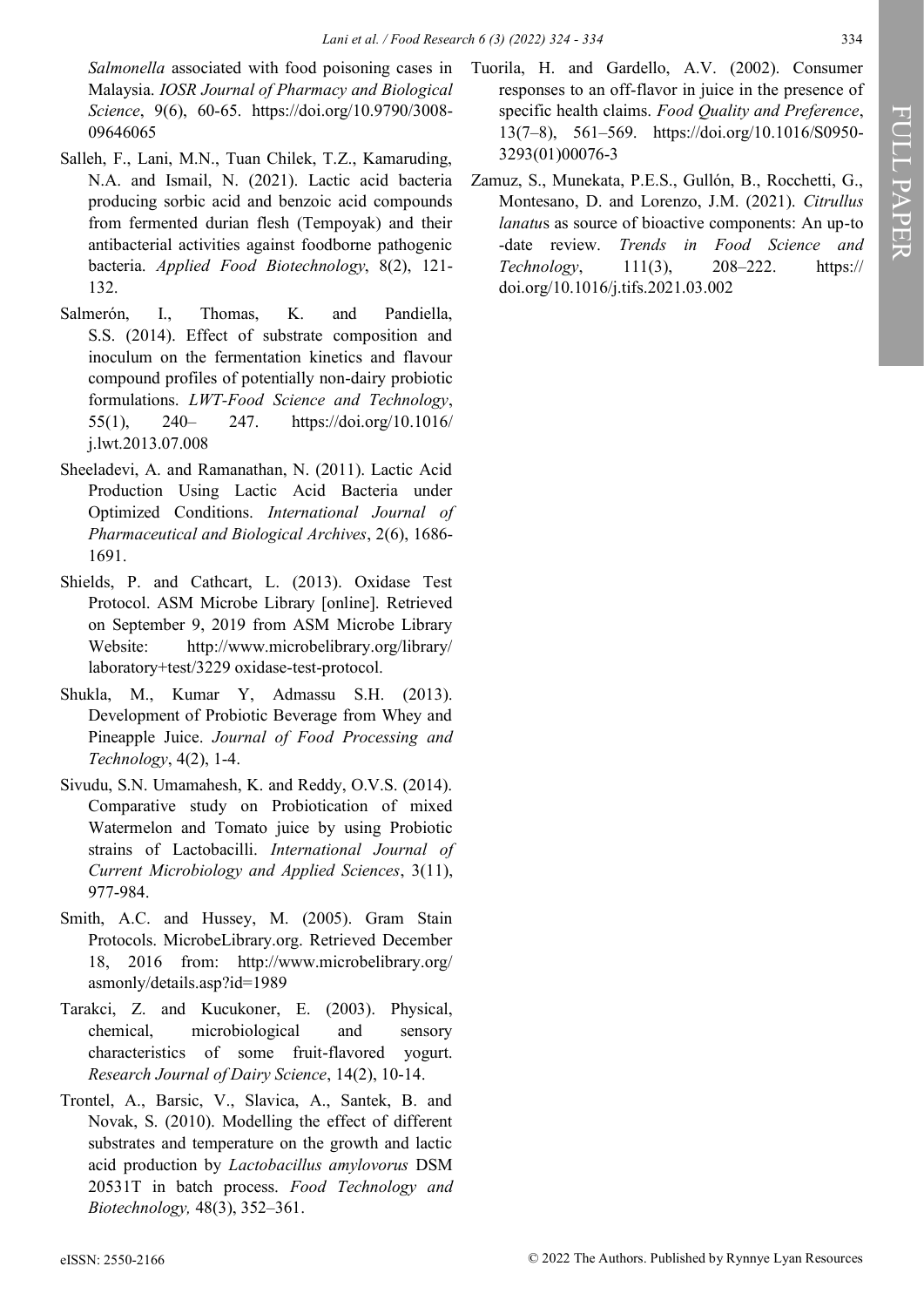*Salmonella* associated with food poisoning cases in Malaysia. *IOSR Journal of Pharmacy and Biological Science*, 9(6), 60-65. https://doi.org/10.9790/3008-09646065

Salleh, F., Lani, M.N., Tuan Chilek, T.Z., Kamaruding, N.A. and Ismail, N. (2021). Lactic acid bacteria producing sorbic acid and benzoic acid compounds from fermented durian flesh (Tempoyak) and their antibacterial activities against foodborne pathogenic bacteria. *Applied Food Biotechnology*, 8(2), 121-132.

Salmerón, I., Thomas, K. and Pandiella, S.S. (2014). Effect of substrate composition and inoculum on the fermentation kinetics and flavour compound profiles of potentially non-dairy probiotic formulations. *LWT-Food Science and Technology*, 55(1), 240– 247. https://doi.org/10.1016/j.lwt.2013.07.008

Sheeladevi, A. and Ramanathan, N. (2011). Lactic Acid Production Using Lactic Acid Bacteria under Optimized Conditions. *International Journal of Pharmaceutical and Biological Archives*, 2(6), 1686-1691.

Shields, P. and Cathcart, L. (2013). Oxidase Test Protocol. ASM Microbe Library [online]. Retrieved on September 9, 2019 from ASM Microbe Library Website: http://www.microbelibrary.org/library/laboratory+test/3229 oxidase-test-protocol.

Shukla, M., Kumar Y, Admassu S.H. (2013). Development of Probiotic Beverage from Whey and Pineapple Juice. *Journal of Food Processing and Technology*, 4(2), 1-4.

Sivudu, S.N. Umamahesh, K. and Reddy, O.V.S. (2014). Comparative study on Probiotication of mixed Watermelon and Tomato juice by using Probiotic strains of Lactobacilli. *International Journal of Current Microbiology and Applied Sciences*, 3(11), 977-984.

Smith, A.C. and Hussey, M. (2005). Gram Stain Protocols. MicrobeLibrary.org. Retrieved December 18, 2016 from: http://www.microbelibrary.org/asmonly/details.asp?id=1989

Tarakci, Z. and Kucukoner, E. (2003). Physical, chemical, microbiological and sensory characteristics of some fruit-flavored yogurt. *Research Journal of Dairy Science*, 14(2), 10-14.

Trontel, A., Barsic, V., Slavica, A., Santek, B. and Novak, S. (2010). Modelling the effect of different substrates and temperature on the growth and lactic acid production by *Lactobacillus amylovorus* DSM 20531T in batch process. *Food Technology and Biotechnology,* 48(3), 352–361.

Tuorila, H. and Gardello, A.V. (2002). Consumer responses to an off-flavor in juice in the presence of specific health claims. *Food Quality and Preference*, 13(7–8), 561–569. https://doi.org/10.1016/S0950-3293(01)00076-3

Zamuz, S., Munekata, P.E.S., Gullón, B., Rocchetti, G., Montesano, D. and Lorenzo, J.M. (2021). *Citrullus lanatus* as source of bioactive components: An up-to-date review. *Trends in Food Science and Technology*, 111(3), 208–222. https://doi.org/10.1016/j.tifs.2021.03.002